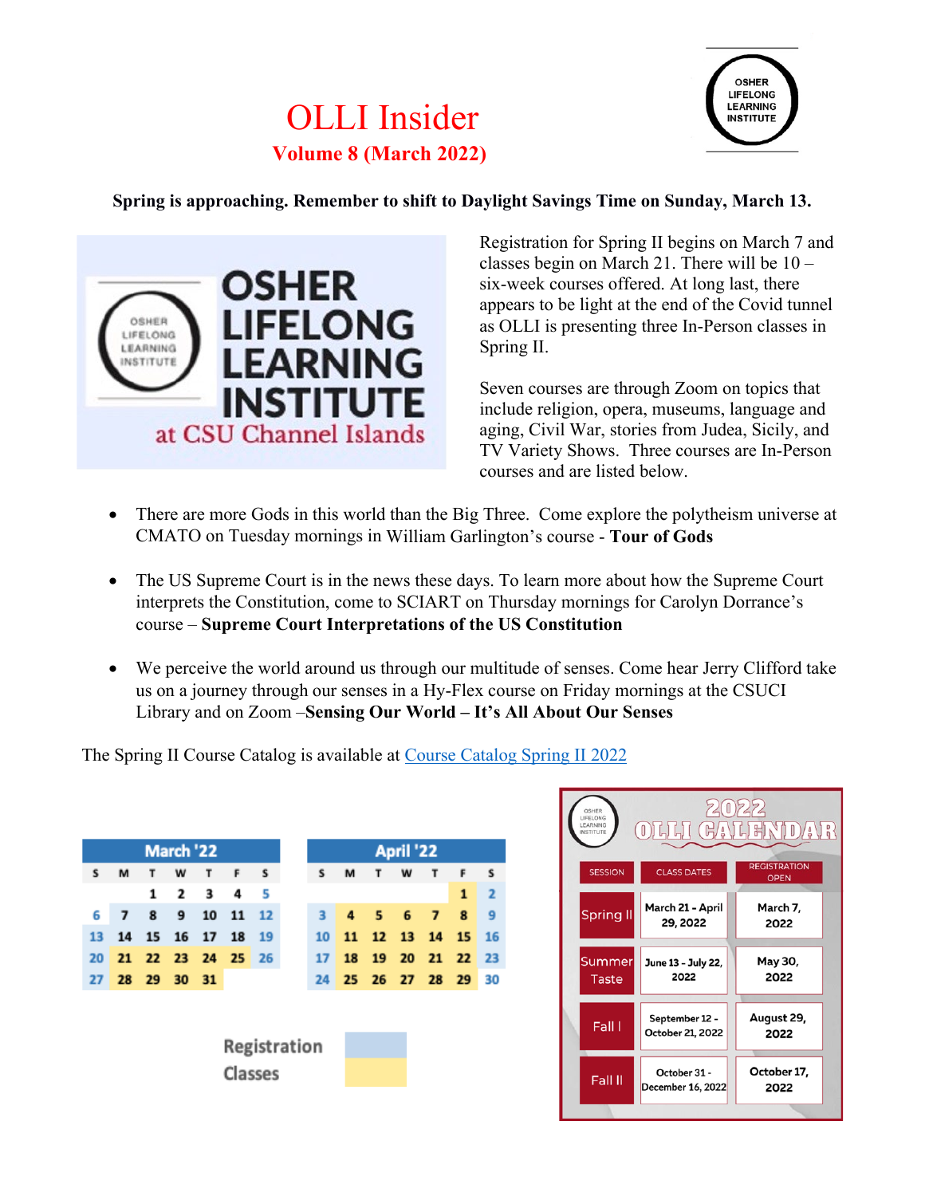# OLLI Insider

## Volume 8 (March 2022)

**Spring is approaching. Remember to shift to Daylight Savings Time on Sunday, March 13.**

OSHER LIFELONG LEARNING INSTITUTE at CSU Channel Islands

Registration for Spring II begins on March 7 and classes begin on March 21. There will be 10 – six-week courses offered. At long last, there appears to be light at the end of the Covid tunnel as OLLI is presenting three In-Person classes in Spring II.

Seven courses are through Zoom on topics that include religion, opera, museums, language and aging, Civil War, stories from Judea, Sicily, and TV Variety Shows. Three courses are In-Person courses and are listed below.

- There are more Gods in this world than the Big Three. Come explore the polytheism universe at CMATO on Tuesday mornings in William Garlington's course - **Tour of Gods**
- The US Supreme Court is in the news these days. To learn more about how the Supreme Court interprets the Constitution, come to SCIART on Thursday mornings for Carolyn Dorrance's course – **Supreme Court Interpretations of the US Constitution**
- We perceive the world around us through our multitude of senses. Come hear Jerry Clifford take us on a journey through our senses in a Hy-Flex course on Friday mornings at the CSUCI Library and on Zoom –**Sensing Our World – It's All About Our Senses**

The Spring II Course Catalog is available at [Course Catalog Spring II 2022]

**March '22**

| S | M | T | W | T | F | S |
|---|---|---|---|---|---|---|
| | | 1 | 2 | 3 | 4 | 5 |
| 6 | 7 | 8 | 9 | 10 | 11 | 12 |
| 13 | 14 | 15 | 16 | 17 | 18 | 19 |
| 20 | 21 | 22 | 23 | 24 | 25 | 26 |
| 27 | 28 | 29 | 30 | 31 | | |

**April '22**

| S | M | T | W | T | F | S |
|---|---|---|---|---|---|---|
| | | | | | 1 | 2 |
| 3 | 4 | 5 | 6 | 7 | 8 | 9 |
| 10 | 11 | 12 | 13 | 14 | 15 | 16 |
| 17 | 18 | 19 | 20 | 21 | 22 | 23 |
| 24 | 25 | 26 | 27 | 28 | 29 | 30 |

Registration (blue)
Classes (yellow)

**2022 OLLI CALENDAR**

| SESSION | CLASS DATES | REGISTRATION OPEN |
|---|---|---|
| Spring II | March 21 - April 29, 2022 | March 7, 2022 |
| Summer Taste | June 13 - July 22, 2022 | May 30, 2022 |
| Fall I | September 12 - October 21, 2022 | August 29, 2022 |
| Fall II | October 31 - December 16, 2022 | October 17, 2022 |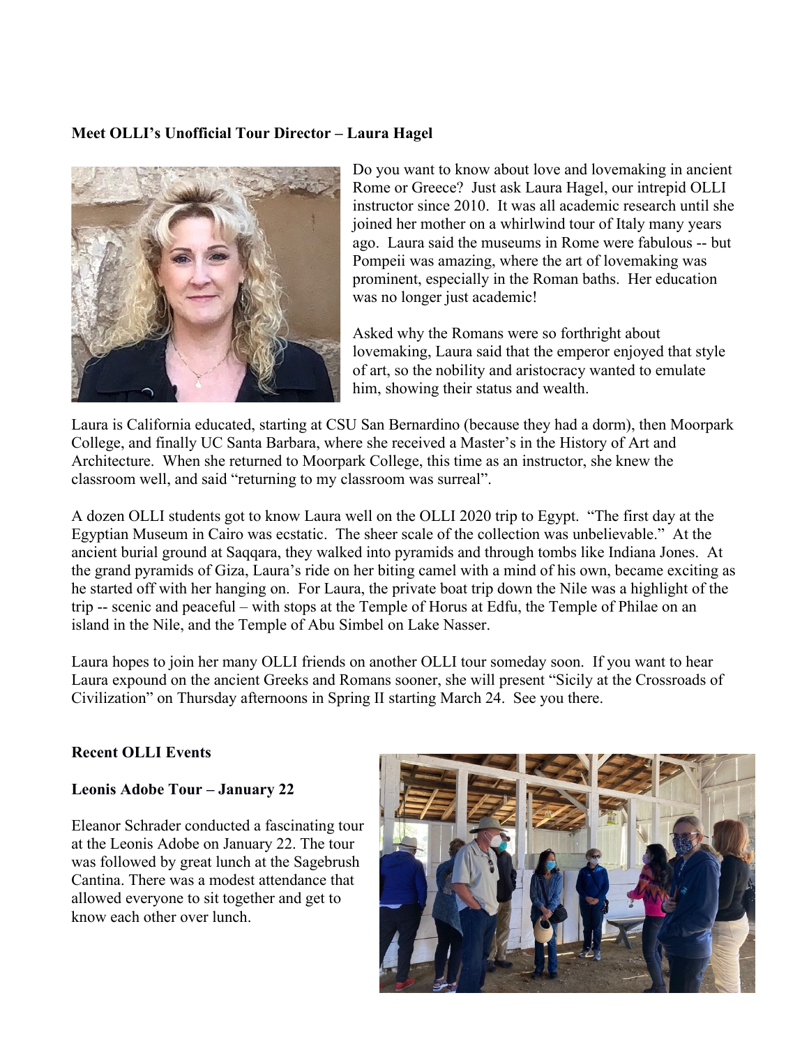**Meet OLLI's Unofficial Tour Director – Laura Hagel**

Do you want to know about love and lovemaking in ancient Rome or Greece? Just ask Laura Hagel, our intrepid OLLI instructor since 2010. It was all academic research until she joined her mother on a whirlwind tour of Italy many years ago. Laura said the museums in Rome were fabulous -- but Pompeii was amazing, where the art of lovemaking was prominent, especially in the Roman baths. Her education was no longer just academic!

Asked why the Romans were so forthright about lovemaking, Laura said that the emperor enjoyed that style of art, so the nobility and aristocracy wanted to emulate him, showing their status and wealth.

Laura is California educated, starting at CSU San Bernardino (because they had a dorm), then Moorpark College, and finally UC Santa Barbara, where she received a Master's in the History of Art and Architecture. When she returned to Moorpark College, this time as an instructor, she knew the classroom well, and said "returning to my classroom was surreal".

A dozen OLLI students got to know Laura well on the OLLI 2020 trip to Egypt. "The first day at the Egyptian Museum in Cairo was ecstatic. The sheer scale of the collection was unbelievable." At the ancient burial ground at Saqqara, they walked into pyramids and through tombs like Indiana Jones. At the grand pyramids of Giza, Laura's ride on her biting camel with a mind of his own, became exciting as he started off with her hanging on. For Laura, the private boat trip down the Nile was a highlight of the trip -- scenic and peaceful – with stops at the Temple of Horus at Edfu, the Temple of Philae on an island in the Nile, and the Temple of Abu Simbel on Lake Nasser.

Laura hopes to join her many OLLI friends on another OLLI tour someday soon. If you want to hear Laura expound on the ancient Greeks and Romans sooner, she will present "Sicily at the Crossroads of Civilization" on Thursday afternoons in Spring II starting March 24. See you there.

**Recent OLLI Events**

**Leonis Adobe Tour – January 22**

Eleanor Schrader conducted a fascinating tour at the Leonis Adobe on January 22. The tour was followed by great lunch at the Sagebrush Cantina. There was a modest attendance that allowed everyone to sit together and get to know each other over lunch.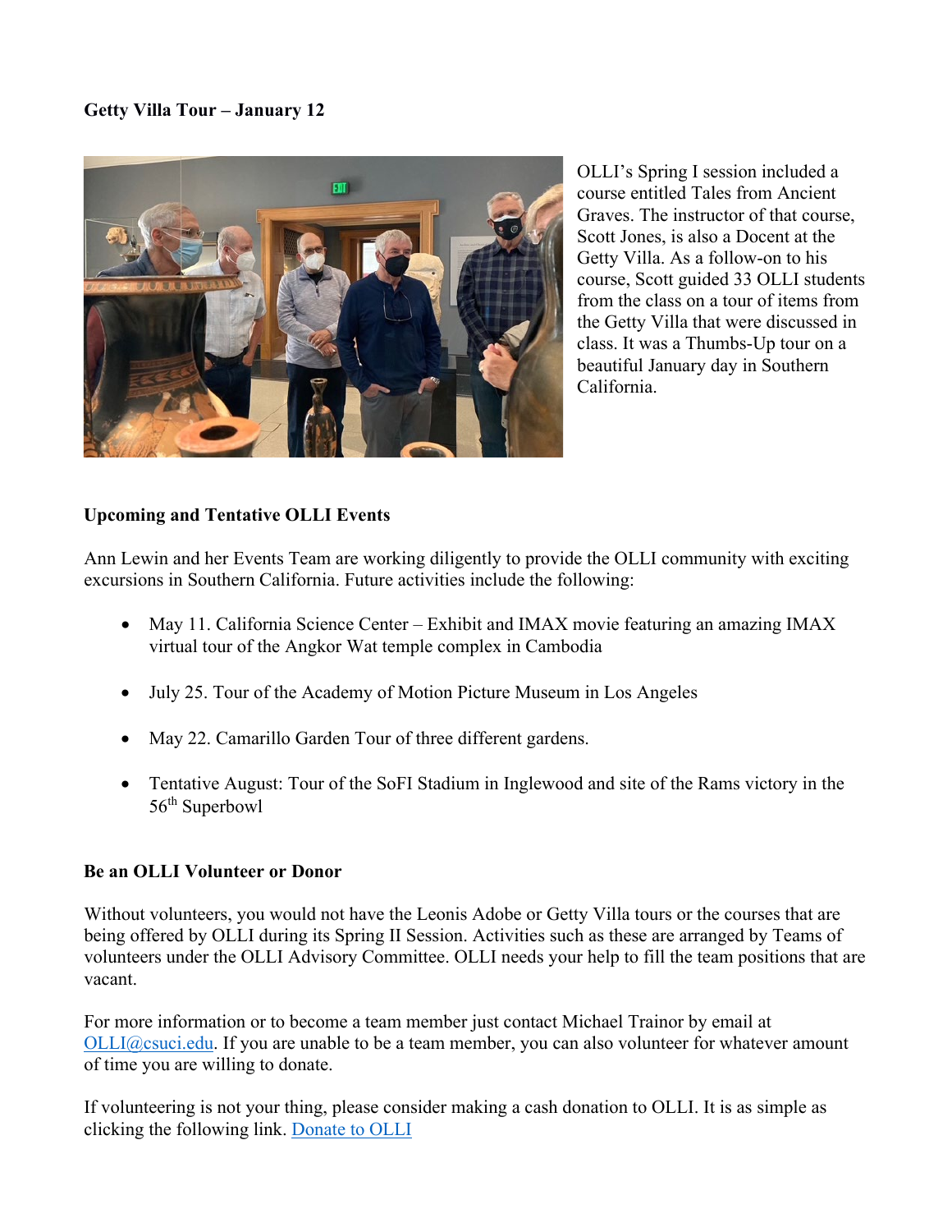**Getty Villa Tour – January 12**

OLLI's Spring I session included a course entitled Tales from Ancient Graves. The instructor of that course, Scott Jones, is also a Docent at the Getty Villa. As a follow-on to his course, Scott guided 33 OLLI students from the class on a tour of items from the Getty Villa that were discussed in class. It was a Thumbs-Up tour on a beautiful January day in Southern California.

**Upcoming and Tentative OLLI Events**

Ann Lewin and her Events Team are working diligently to provide the OLLI community with exciting excursions in Southern California. Future activities include the following:

- May 11. California Science Center – Exhibit and IMAX movie featuring an amazing IMAX virtual tour of the Angkor Wat temple complex in Cambodia
- July 25. Tour of the Academy of Motion Picture Museum in Los Angeles
- May 22. Camarillo Garden Tour of three different gardens.
- Tentative August: Tour of the SoFI Stadium in Inglewood and site of the Rams victory in the 56th Superbowl

**Be an OLLI Volunteer or Donor**

Without volunteers, you would not have the Leonis Adobe or Getty Villa tours or the courses that are being offered by OLLI during its Spring II Session. Activities such as these are arranged by Teams of volunteers under the OLLI Advisory Committee. OLLI needs your help to fill the team positions that are vacant.

For more information or to become a team member just contact Michael Trainor by email at OLLI@csuci.edu. If you are unable to be a team member, you can also volunteer for whatever amount of time you are willing to donate.

If volunteering is not your thing, please consider making a cash donation to OLLI. It is as simple as clicking the following link. Donate to OLLI